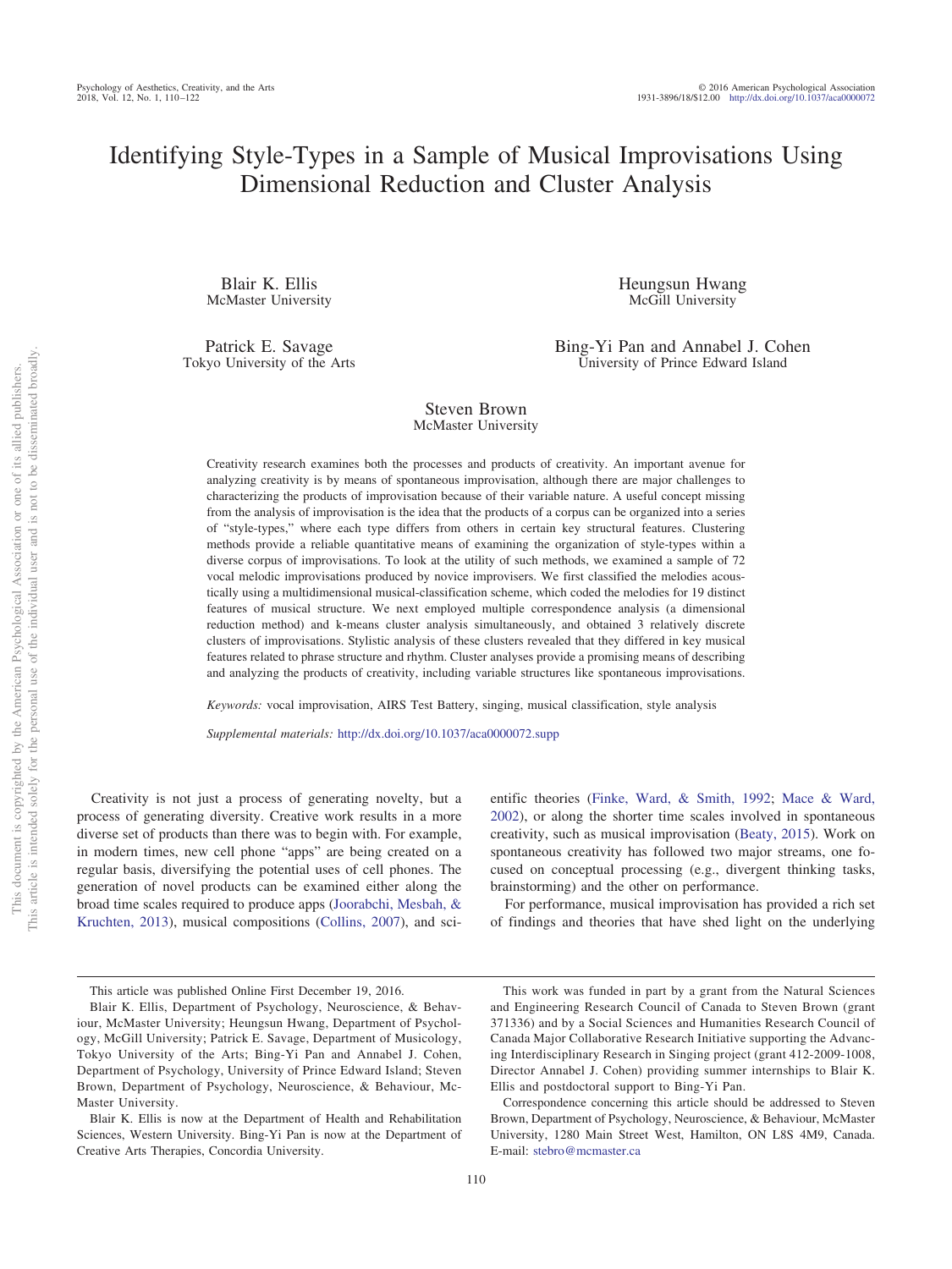# Identifying Style-Types in a Sample of Musical Improvisations Using Dimensional Reduction and Cluster Analysis

Blair K. Ellis
McMaster University

Heungsun Hwang
McGill University

Patrick E. Savage
Tokyo University of the Arts

Bing-Yi Pan and Annabel J. Cohen
University of Prince Edward Island

Steven Brown
McMaster University

Creativity research examines both the processes and products of creativity. An important avenue for analyzing creativity is by means of spontaneous improvisation, although there are major challenges to characterizing the products of improvisation because of their variable nature. A useful concept missing from the analysis of improvisation is the idea that the products of a corpus can be organized into a series of "style-types," where each type differs from others in certain key structural features. Clustering methods provide a reliable quantitative means of examining the organization of style-types within a diverse corpus of improvisations. To look at the utility of such methods, we examined a sample of 72 vocal melodic improvisations produced by novice improvisers. We first classified the melodies acoustically using a multidimensional musical-classification scheme, which coded the melodies for 19 distinct features of musical structure. We next employed multiple correspondence analysis (a dimensional reduction method) and k-means cluster analysis simultaneously, and obtained 3 relatively discrete clusters of improvisations. Stylistic analysis of these clusters revealed that they differed in key musical features related to phrase structure and rhythm. Cluster analyses provide a promising means of describing and analyzing the products of creativity, including variable structures like spontaneous improvisations.

*Keywords:* vocal improvisation, AIRS Test Battery, singing, musical classification, style analysis

*Supplemental materials:* http://dx.doi.org/10.1037/aca0000072.supp

Creativity is not just a process of generating novelty, but a process of generating diversity. Creative work results in a more diverse set of products than there was to begin with. For example, in modern times, new cell phone "apps" are being created on a regular basis, diversifying the potential uses of cell phones. The generation of novel products can be examined either along the broad time scales required to produce apps (Joorabchi, Mesbah, & Kruchten, 2013), musical compositions (Collins, 2007), and scientific theories (Finke, Ward, & Smith, 1992; Mace & Ward, 2002), or along the shorter time scales involved in spontaneous creativity, such as musical improvisation (Beaty, 2015). Work on spontaneous creativity has followed two major streams, one focused on conceptual processing (e.g., divergent thinking tasks, brainstorming) and the other on performance.

For performance, musical improvisation has provided a rich set of findings and theories that have shed light on the underlying

---

This article was published Online First December 19, 2016.

Blair K. Ellis, Department of Psychology, Neuroscience, & Behaviour, McMaster University; Heungsun Hwang, Department of Psychology, McGill University; Patrick E. Savage, Department of Musicology, Tokyo University of the Arts; Bing-Yi Pan and Annabel J. Cohen, Department of Psychology, University of Prince Edward Island; Steven Brown, Department of Psychology, Neuroscience, & Behaviour, McMaster University.

Blair K. Ellis is now at the Department of Health and Rehabilitation Sciences, Western University. Bing-Yi Pan is now at the Department of Creative Arts Therapies, Concordia University.

This work was funded in part by a grant from the Natural Sciences and Engineering Research Council of Canada to Steven Brown (grant 371336) and by a Social Sciences and Humanities Research Council of Canada Major Collaborative Research Initiative supporting the Advancing Interdisciplinary Research in Singing project (grant 412-2009-1008, Director Annabel J. Cohen) providing summer internships to Blair K. Ellis and postdoctoral support to Bing-Yi Pan.

Correspondence concerning this article should be addressed to Steven Brown, Department of Psychology, Neuroscience, & Behaviour, McMaster University, 1280 Main Street West, Hamilton, ON L8S 4M9, Canada. E-mail: stebro@mcmaster.ca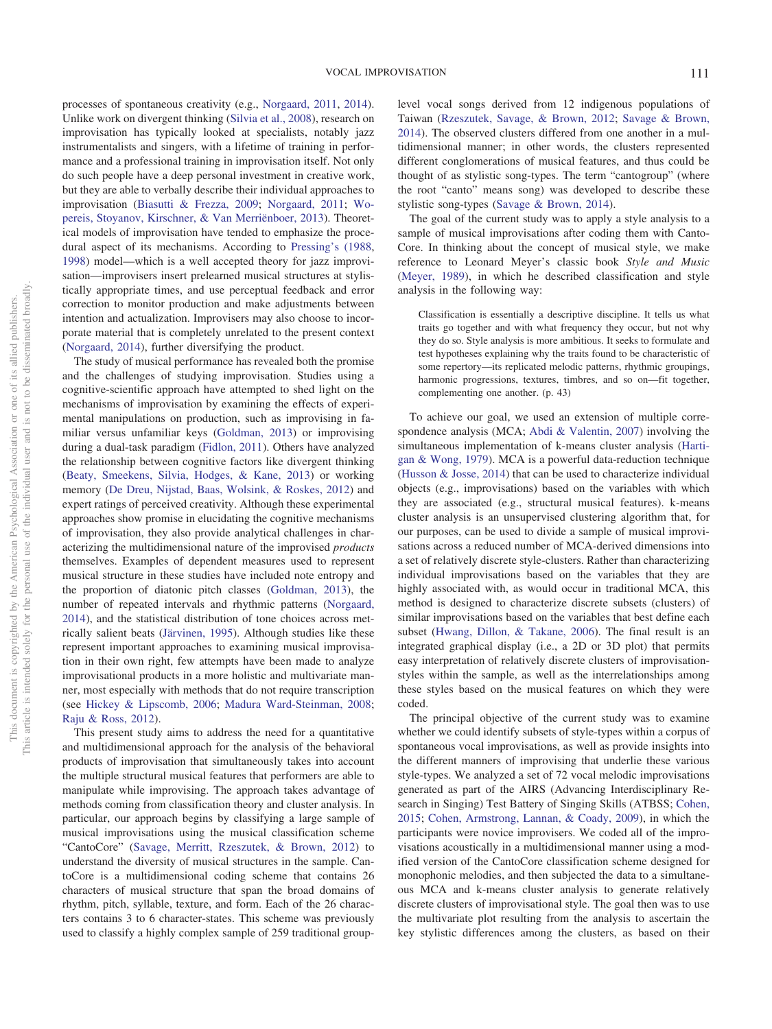processes of spontaneous creativity (e.g., Norgaard, 2011, 2014). Unlike work on divergent thinking (Silvia et al., 2008), research on improvisation has typically looked at specialists, notably jazz instrumentalists and singers, with a lifetime of training in performance and a professional training in improvisation itself. Not only do such people have a deep personal investment in creative work, but they are able to verbally describe their individual approaches to improvisation (Biasutti & Frezza, 2009; Norgaard, 2011; Wopereis, Stoyanov, Kirschner, & Van Merriënboer, 2013). Theoretical models of improvisation have tended to emphasize the procedural aspect of its mechanisms. According to Pressing's (1988, 1998) model—which is a well accepted theory for jazz improvisation—improvisers insert prelearned musical structures at stylistically appropriate times, and use perceptual feedback and error correction to monitor production and make adjustments between intention and actualization. Improvisers may also choose to incorporate material that is completely unrelated to the present context (Norgaard, 2014), further diversifying the product.

The study of musical performance has revealed both the promise and the challenges of studying improvisation. Studies using a cognitive-scientific approach have attempted to shed light on the mechanisms of improvisation by examining the effects of experimental manipulations on production, such as improvising in familiar versus unfamiliar keys (Goldman, 2013) or improvising during a dual-task paradigm (Fidlon, 2011). Others have analyzed the relationship between cognitive factors like divergent thinking (Beaty, Smeekens, Silvia, Hodges, & Kane, 2013) or working memory (De Dreu, Nijstad, Baas, Wolsink, & Roskes, 2012) and expert ratings of perceived creativity. Although these experimental approaches show promise in elucidating the cognitive mechanisms of improvisation, they also provide analytical challenges in characterizing the multidimensional nature of the improvised *products* themselves. Examples of dependent measures used to represent musical structure in these studies have included note entropy and the proportion of diatonic pitch classes (Goldman, 2013), the number of repeated intervals and rhythmic patterns (Norgaard, 2014), and the statistical distribution of tone choices across metrically salient beats (Järvinen, 1995). Although studies like these represent important approaches to examining musical improvisation in their own right, few attempts have been made to analyze improvisational products in a more holistic and multivariate manner, most especially with methods that do not require transcription (see Hickey & Lipscomb, 2006; Madura Ward-Steinman, 2008; Raju & Ross, 2012).

This present study aims to address the need for a quantitative and multidimensional approach for the analysis of the behavioral products of improvisation that simultaneously takes into account the multiple structural musical features that performers are able to manipulate while improvising. The approach takes advantage of methods coming from classification theory and cluster analysis. In particular, our approach begins by classifying a large sample of musical improvisations using the musical classification scheme "CantoCore" (Savage, Merritt, Rzeszutek, & Brown, 2012) to understand the diversity of musical structures in the sample. CantoCore is a multidimensional coding scheme that contains 26 characters of musical structure that span the broad domains of rhythm, pitch, syllable, texture, and form. Each of the 26 characters contains 3 to 6 character-states. This scheme was previously used to classify a highly complex sample of 259 traditional group-level vocal songs derived from 12 indigenous populations of Taiwan (Rzeszutek, Savage, & Brown, 2012; Savage & Brown, 2014). The observed clusters differed from one another in a multidimensional manner; in other words, the clusters represented different conglomerations of musical features, and thus could be thought of as stylistic song-types. The term "cantogroup" (where the root "canto" means song) was developed to describe these stylistic song-types (Savage & Brown, 2014).

The goal of the current study was to apply a style analysis to a sample of musical improvisations after coding them with CantoCore. In thinking about the concept of musical style, we make reference to Leonard Meyer's classic book *Style and Music* (Meyer, 1989), in which he described classification and style analysis in the following way:

> Classification is essentially a descriptive discipline. It tells us what traits go together and with what frequency they occur, but not why they do so. Style analysis is more ambitious. It seeks to formulate and test hypotheses explaining why the traits found to be characteristic of some repertory—its replicated melodic patterns, rhythmic groupings, harmonic progressions, textures, timbres, and so on—fit together, complementing one another. (p. 43)

To achieve our goal, we used an extension of multiple correspondence analysis (MCA; Abdi & Valentin, 2007) involving the simultaneous implementation of k-means cluster analysis (Hartigan & Wong, 1979). MCA is a powerful data-reduction technique (Husson & Josse, 2014) that can be used to characterize individual objects (e.g., improvisations) based on the variables with which they are associated (e.g., structural musical features). k-means cluster analysis is an unsupervised clustering algorithm that, for our purposes, can be used to divide a sample of musical improvisations across a reduced number of MCA-derived dimensions into a set of relatively discrete style-clusters. Rather than characterizing individual improvisations based on the variables that they are highly associated with, as would occur in traditional MCA, this method is designed to characterize discrete subsets (clusters) of similar improvisations based on the variables that best define each subset (Hwang, Dillon, & Takane, 2006). The final result is an integrated graphical display (i.e., a 2D or 3D plot) that permits easy interpretation of relatively discrete clusters of improvisation-styles within the sample, as well as the interrelationships among these styles based on the musical features on which they were coded.

The principal objective of the current study was to examine whether we could identify subsets of style-types within a corpus of spontaneous vocal improvisations, as well as provide insights into the different manners of improvising that underlie these various style-types. We analyzed a set of 72 vocal melodic improvisations generated as part of the AIRS (Advancing Interdisciplinary Research in Singing) Test Battery of Singing Skills (ATBSS; Cohen, 2015; Cohen, Armstrong, Lannan, & Coady, 2009), in which the participants were novice improvisers. We coded all of the improvisations acoustically in a multidimensional manner using a modified version of the CantoCore classification scheme designed for monophonic melodies, and then subjected the data to a simultaneous MCA and k-means cluster analysis to generate relatively discrete clusters of improvisational style. The goal then was to use the multivariate plot resulting from the analysis to ascertain the key stylistic differences among the clusters, as based on their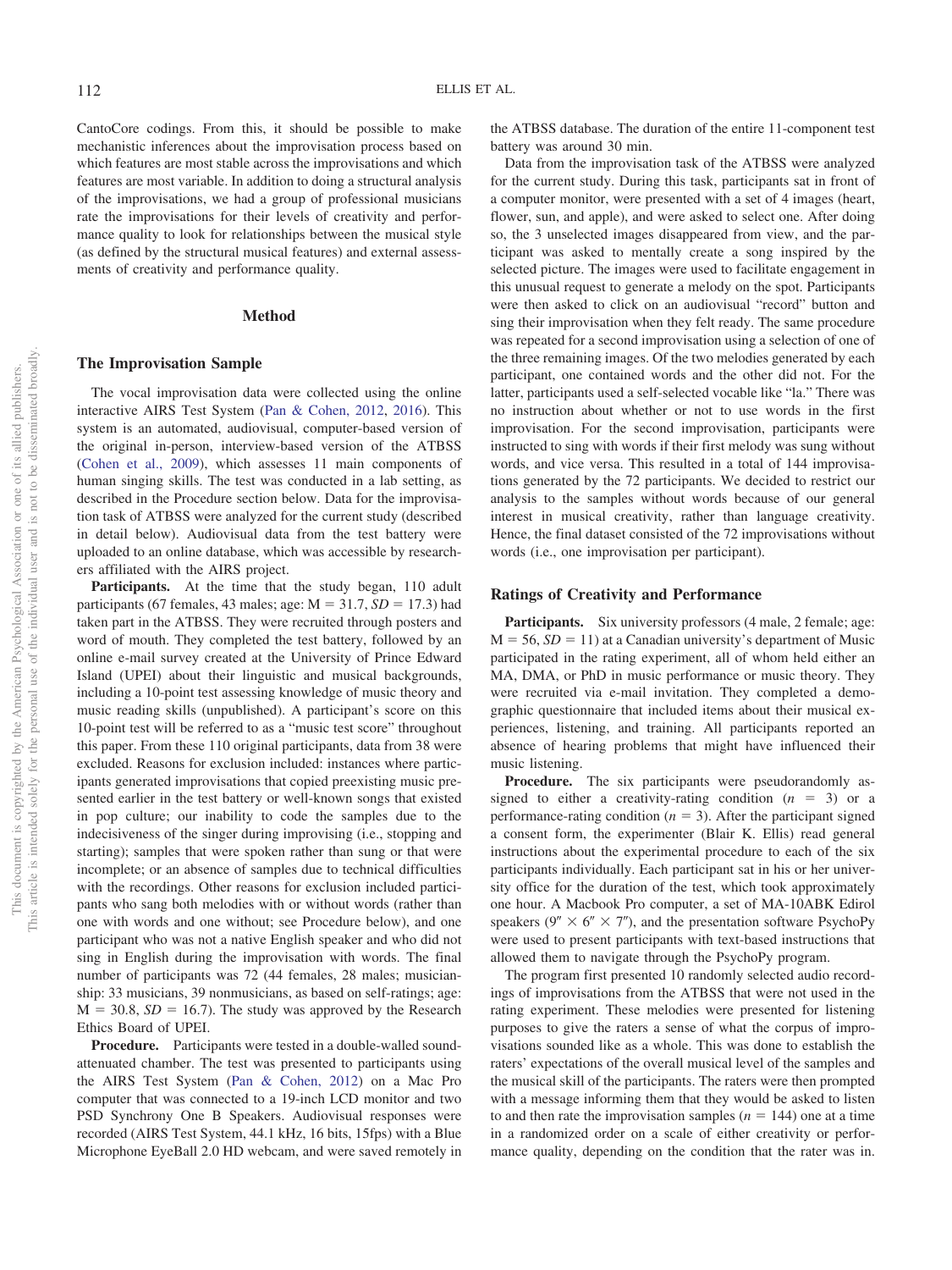CantoCore codings. From this, it should be possible to make mechanistic inferences about the improvisation process based on which features are most stable across the improvisations and which features are most variable. In addition to doing a structural analysis of the improvisations, we had a group of professional musicians rate the improvisations for their levels of creativity and performance quality to look for relationships between the musical style (as defined by the structural musical features) and external assessments of creativity and performance quality.

## Method

### The Improvisation Sample

The vocal improvisation data were collected using the online interactive AIRS Test System (Pan & Cohen, 2012, 2016). This system is an automated, audiovisual, computer-based version of the original in-person, interview-based version of the ATBSS (Cohen et al., 2009), which assesses 11 main components of human singing skills. The test was conducted in a lab setting, as described in the Procedure section below. Data for the improvisation task of ATBSS were analyzed for the current study (described in detail below). Audiovisual data from the test battery were uploaded to an online database, which was accessible by researchers affiliated with the AIRS project.

**Participants.** At the time that the study began, 110 adult participants (67 females, 43 males; age: M = 31.7, *SD* = 17.3) had taken part in the ATBSS. They were recruited through posters and word of mouth. They completed the test battery, followed by an online e-mail survey created at the University of Prince Edward Island (UPEI) about their linguistic and musical backgrounds, including a 10-point test assessing knowledge of music theory and music reading skills (unpublished). A participant's score on this 10-point test will be referred to as a "music test score" throughout this paper. From these 110 original participants, data from 38 were excluded. Reasons for exclusion included: instances where participants generated improvisations that copied preexisting music presented earlier in the test battery or well-known songs that existed in pop culture; our inability to code the samples due to the indecisiveness of the singer during improvising (i.e., stopping and starting); samples that were spoken rather than sung or that were incomplete; or an absence of samples due to technical difficulties with the recordings. Other reasons for exclusion included participants who sang both melodies with or without words (rather than one with words and one without; see Procedure below), and one participant who was not a native English speaker and who did not sing in English during the improvisation with words. The final number of participants was 72 (44 females, 28 males; musicianship: 33 musicians, 39 nonmusicians, as based on self-ratings; age: M = 30.8, *SD* = 16.7). The study was approved by the Research Ethics Board of UPEI.

**Procedure.** Participants were tested in a double-walled sound-attenuated chamber. The test was presented to participants using the AIRS Test System (Pan & Cohen, 2012) on a Mac Pro computer that was connected to a 19-inch LCD monitor and two PSD Synchrony One B Speakers. Audiovisual responses were recorded (AIRS Test System, 44.1 kHz, 16 bits, 15fps) with a Blue Microphone EyeBall 2.0 HD webcam, and were saved remotely in the ATBSS database. The duration of the entire 11-component test battery was around 30 min.

Data from the improvisation task of the ATBSS were analyzed for the current study. During this task, participants sat in front of a computer monitor, were presented with a set of 4 images (heart, flower, sun, and apple), and were asked to select one. After doing so, the 3 unselected images disappeared from view, and the participant was asked to mentally create a song inspired by the selected picture. The images were used to facilitate engagement in this unusual request to generate a melody on the spot. Participants were then asked to click on an audiovisual "record" button and sing their improvisation when they felt ready. The same procedure was repeated for a second improvisation using a selection of one of the three remaining images. Of the two melodies generated by each participant, one contained words and the other did not. For the latter, participants used a self-selected vocable like "la." There was no instruction about whether or not to use words in the first improvisation. For the second improvisation, participants were instructed to sing with words if their first melody was sung without words, and vice versa. This resulted in a total of 144 improvisations generated by the 72 participants. We decided to restrict our analysis to the samples without words because of our general interest in musical creativity, rather than language creativity. Hence, the final dataset consisted of the 72 improvisations without words (i.e., one improvisation per participant).

### Ratings of Creativity and Performance

**Participants.** Six university professors (4 male, 2 female; age: M = 56, *SD* = 11) at a Canadian university's department of Music participated in the rating experiment, all of whom held either an MA, DMA, or PhD in music performance or music theory. They were recruited via e-mail invitation. They completed a demographic questionnaire that included items about their musical experiences, listening, and training. All participants reported an absence of hearing problems that might have influenced their music listening.

**Procedure.** The six participants were pseudorandomly assigned to either a creativity-rating condition ($n = 3$) or a performance-rating condition ($n = 3$). After the participant signed a consent form, the experimenter (Blair K. Ellis) read general instructions about the experimental procedure to each of the six participants individually. Each participant sat in his or her university office for the duration of the test, which took approximately one hour. A Macbook Pro computer, a set of MA-10ABK Edirol speakers (9″ × 6″ × 7″), and the presentation software PsychoPy were used to present participants with text-based instructions that allowed them to navigate through the PsychoPy program.

The program first presented 10 randomly selected audio recordings of improvisations from the ATBSS that were not used in the rating experiment. These melodies were presented for listening purposes to give the raters a sense of what the corpus of improvisations sounded like as a whole. This was done to establish the raters' expectations of the overall musical level of the samples and the musical skill of the participants. The raters were then prompted with a message informing them that they would be asked to listen to and then rate the improvisation samples ($n = 144$) one at a time in a randomized order on a scale of either creativity or performance quality, depending on the condition that the rater was in.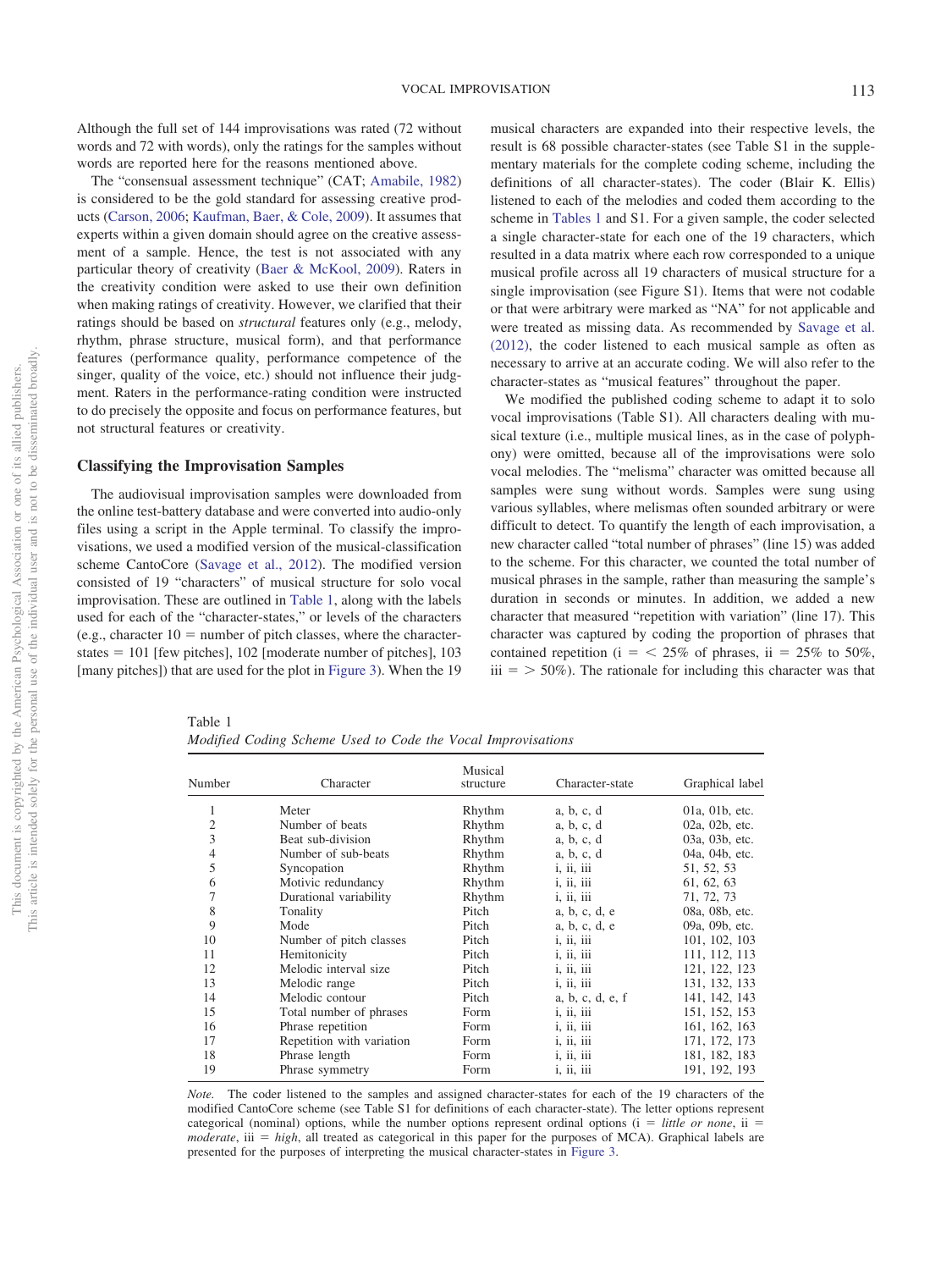Although the full set of 144 improvisations was rated (72 without words and 72 with words), only the ratings for the samples without words are reported here for the reasons mentioned above.

The "consensual assessment technique" (CAT; Amabile, 1982) is considered to be the gold standard for assessing creative products (Carson, 2006; Kaufman, Baer, & Cole, 2009). It assumes that experts within a given domain should agree on the creative assessment of a sample. Hence, the test is not associated with any particular theory of creativity (Baer & McKool, 2009). Raters in the creativity condition were asked to use their own definition when making ratings of creativity. However, we clarified that their ratings should be based on *structural* features only (e.g., melody, rhythm, phrase structure, musical form), and that performance features (performance quality, performance competence of the singer, quality of the voice, etc.) should not influence their judgment. Raters in the performance-rating condition were instructed to do precisely the opposite and focus on performance features, but not structural features or creativity.

## Classifying the Improvisation Samples

The audiovisual improvisation samples were downloaded from the online test-battery database and were converted into audio-only files using a script in the Apple terminal. To classify the improvisations, we used a modified version of the musical-classification scheme CantoCore (Savage et al., 2012). The modified version consisted of 19 "characters" of musical structure for solo vocal improvisation. These are outlined in Table 1, along with the labels used for each of the "character-states," or levels of the characters (e.g., character 10 = number of pitch classes, where the character-states = 101 [few pitches], 102 [moderate number of pitches], 103 [many pitches]) that are used for the plot in Figure 3). When the 19 musical characters are expanded into their respective levels, the result is 68 possible character-states (see Table S1 in the supplementary materials for the complete coding scheme, including the definitions of all character-states). The coder (Blair K. Ellis) listened to each of the melodies and coded them according to the scheme in Tables 1 and S1. For a given sample, the coder selected a single character-state for each one of the 19 characters, which resulted in a data matrix where each row corresponded to a unique musical profile across all 19 characters of musical structure for a single improvisation (see Figure S1). Items that were not codable or that were arbitrary were marked as "NA" for not applicable and were treated as missing data. As recommended by Savage et al. (2012), the coder listened to each musical sample as often as necessary to arrive at an accurate coding. We will also refer to the character-states as "musical features" throughout the paper.

We modified the published coding scheme to adapt it to solo vocal improvisations (Table S1). All characters dealing with musical texture (i.e., multiple musical lines, as in the case of polyphony) were omitted, because all of the improvisations were solo vocal melodies. The "melisma" character was omitted because all samples were sung without words. Samples were sung using various syllables, where melismas often sounded arbitrary or were difficult to detect. To quantify the length of each improvisation, a new character called "total number of phrases" (line 15) was added to the scheme. For this character, we counted the total number of musical phrases in the sample, rather than measuring the sample's duration in seconds or minutes. In addition, we added a new character that measured "repetition with variation" (line 17). This character was captured by coding the proportion of phrases that contained repetition (i = < 25% of phrases, ii = 25% to 50%, iii = > 50%). The rationale for including this character was that

Table 1
*Modified Coding Scheme Used to Code the Vocal Improvisations*

| Number | Character | Musical structure | Character-state | Graphical label |
|---|---|---|---|---|
| 1 | Meter | Rhythm | a, b, c, d | 01a, 01b, etc. |
| 2 | Number of beats | Rhythm | a, b, c, d | 02a, 02b, etc. |
| 3 | Beat sub-division | Rhythm | a, b, c, d | 03a, 03b, etc. |
| 4 | Number of sub-beats | Rhythm | a, b, c, d | 04a, 04b, etc. |
| 5 | Syncopation | Rhythm | i, ii, iii | 51, 52, 53 |
| 6 | Motivic redundancy | Rhythm | i, ii, iii | 61, 62, 63 |
| 7 | Durational variability | Rhythm | i, ii, iii | 71, 72, 73 |
| 8 | Tonality | Pitch | a, b, c, d, e | 08a, 08b, etc. |
| 9 | Mode | Pitch | a, b, c, d, e | 09a, 09b, etc. |
| 10 | Number of pitch classes | Pitch | i, ii, iii | 101, 102, 103 |
| 11 | Hemitonicity | Pitch | i, ii, iii | 111, 112, 113 |
| 12 | Melodic interval size | Pitch | i, ii, iii | 121, 122, 123 |
| 13 | Melodic range | Pitch | i, ii, iii | 131, 132, 133 |
| 14 | Melodic contour | Pitch | a, b, c, d, e, f | 141, 142, 143 |
| 15 | Total number of phrases | Form | i, ii, iii | 151, 152, 153 |
| 16 | Phrase repetition | Form | i, ii, iii | 161, 162, 163 |
| 17 | Repetition with variation | Form | i, ii, iii | 171, 172, 173 |
| 18 | Phrase length | Form | i, ii, iii | 181, 182, 183 |
| 19 | Phrase symmetry | Form | i, ii, iii | 191, 192, 193 |

*Note.* The coder listened to the samples and assigned character-states for each of the 19 characters of the modified CantoCore scheme (see Table S1 for definitions of each character-state). The letter options represent categorical (nominal) options, while the number options represent ordinal options (i = *little or none*, ii = *moderate*, iii = *high*, all treated as categorical in this paper for the purposes of MCA). Graphical labels are presented for the purposes of interpreting the musical character-states in Figure 3.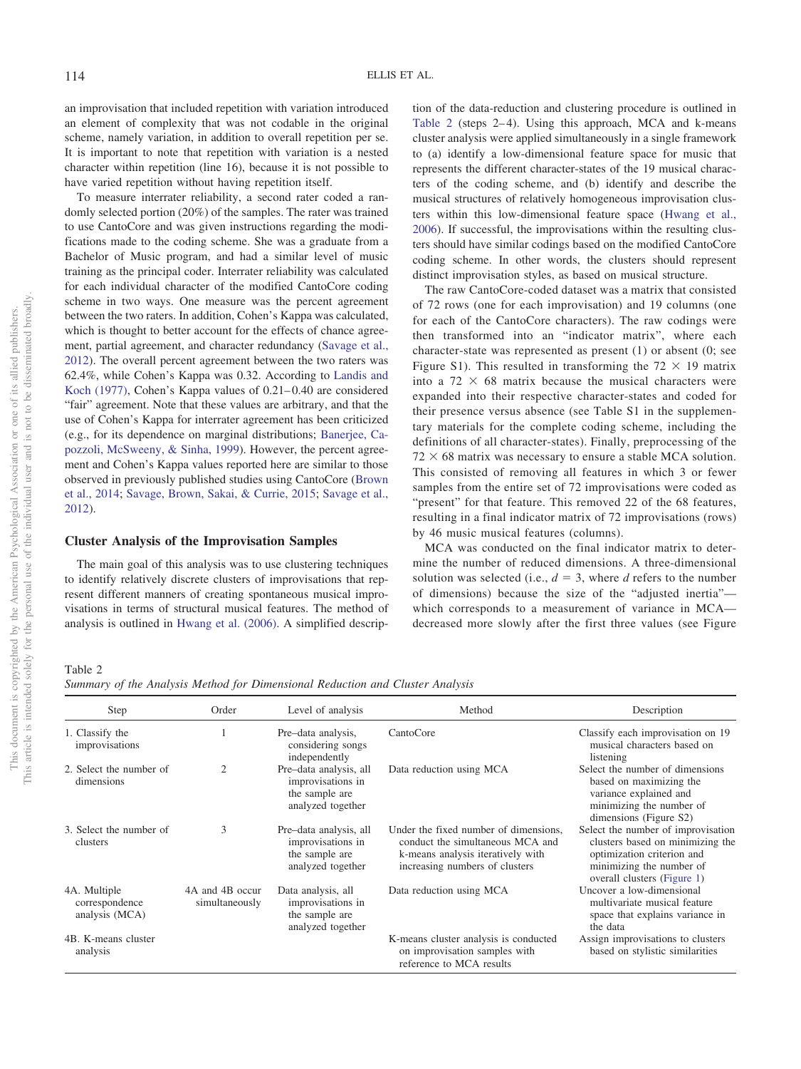an improvisation that included repetition with variation introduced an element of complexity that was not codable in the original scheme, namely variation, in addition to overall repetition per se. It is important to note that repetition with variation is a nested character within repetition (line 16), because it is not possible to have varied repetition without having repetition itself.

To measure interrater reliability, a second rater coded a randomly selected portion (20%) of the samples. The rater was trained to use CantoCore and was given instructions regarding the modifications made to the coding scheme. She was a graduate from a Bachelor of Music program, and had a similar level of music training as the principal coder. Interrater reliability was calculated for each individual character of the modified CantoCore coding scheme in two ways. One measure was the percent agreement between the two raters. In addition, Cohen's Kappa was calculated, which is thought to better account for the effects of chance agreement, partial agreement, and character redundancy (Savage et al., 2012). The overall percent agreement between the two raters was 62.4%, while Cohen's Kappa was 0.32. According to Landis and Koch (1977), Cohen's Kappa values of 0.21–0.40 are considered "fair" agreement. Note that these values are arbitrary, and that the use of Cohen's Kappa for interrater agreement has been criticized (e.g., for its dependence on marginal distributions; Banerjee, Capozzoli, McSweeny, & Sinha, 1999). However, the percent agreement and Cohen's Kappa values reported here are similar to those observed in previously published studies using CantoCore (Brown et al., 2014; Savage, Brown, Sakai, & Currie, 2015; Savage et al., 2012).

## Cluster Analysis of the Improvisation Samples

The main goal of this analysis was to use clustering techniques to identify relatively discrete clusters of improvisations that represent different manners of creating spontaneous musical improvisations in terms of structural musical features. The method of analysis is outlined in Hwang et al. (2006). A simplified description of the data-reduction and clustering procedure is outlined in Table 2 (steps 2–4). Using this approach, MCA and k-means cluster analysis were applied simultaneously in a single framework to (a) identify a low-dimensional feature space for music that represents the different character-states of the 19 musical characters of the coding scheme, and (b) identify and describe the musical structures of relatively homogeneous improvisation clusters within this low-dimensional feature space (Hwang et al., 2006). If successful, the improvisations within the resulting clusters should have similar codings based on the modified CantoCore coding scheme. In other words, the clusters should represent distinct improvisation styles, as based on musical structure.

The raw CantoCore-coded dataset was a matrix that consisted of 72 rows (one for each improvisation) and 19 columns (one for each of the CantoCore characters). The raw codings were then transformed into an "indicator matrix", where each character-state was represented as present (1) or absent (0; see Figure S1). This resulted in transforming the $72 \times 19$ matrix into a $72 \times 68$ matrix because the musical characters were expanded into their respective character-states and coded for their presence versus absence (see Table S1 in the supplementary materials for the complete coding scheme, including the definitions of all character-states). Finally, preprocessing of the $72 \times 68$ matrix was necessary to ensure a stable MCA solution. This consisted of removing all features in which 3 or fewer samples from the entire set of 72 improvisations were coded as "present" for that feature. This removed 22 of the 68 features, resulting in a final indicator matrix of 72 improvisations (rows) by 46 music musical features (columns).

MCA was conducted on the final indicator matrix to determine the number of reduced dimensions. A three-dimensional solution was selected (i.e., $d = 3$, where $d$ refers to the number of dimensions) because the size of the "adjusted inertia"—which corresponds to a measurement of variance in MCA—decreased more slowly after the first three values (see Figure

Table 2
*Summary of the Analysis Method for Dimensional Reduction and Cluster Analysis*

| Step | Order | Level of analysis | Method | Description |
|---|---|---|---|---|
| 1. Classify the improvisations | 1 | Pre–data analysis, considering songs independently | CantoCore | Classify each improvisation on 19 musical characters based on listening |
| 2. Select the number of dimensions | 2 | Pre–data analysis, all improvisations in the sample are analyzed together | Data reduction using MCA | Select the number of dimensions based on maximizing the variance explained and minimizing the number of dimensions (Figure S2) |
| 3. Select the number of clusters | 3 | Pre–data analysis, all improvisations in the sample are analyzed together | Under the fixed number of dimensions, conduct the simultaneous MCA and k-means analysis iteratively with increasing numbers of clusters | Select the number of improvisation clusters based on minimizing the optimization criterion and minimizing the number of overall clusters (Figure 1) |
| 4A. Multiple correspondence analysis (MCA) | 4A and 4B occur simultaneously | Data analysis, all improvisations in the sample are analyzed together | Data reduction using MCA | Uncover a low-dimensional multivariate musical feature space that explains variance in the data |
| 4B. K-means cluster analysis | | | K-means cluster analysis is conducted on improvisation samples with reference to MCA results | Assign improvisations to clusters based on stylistic similarities |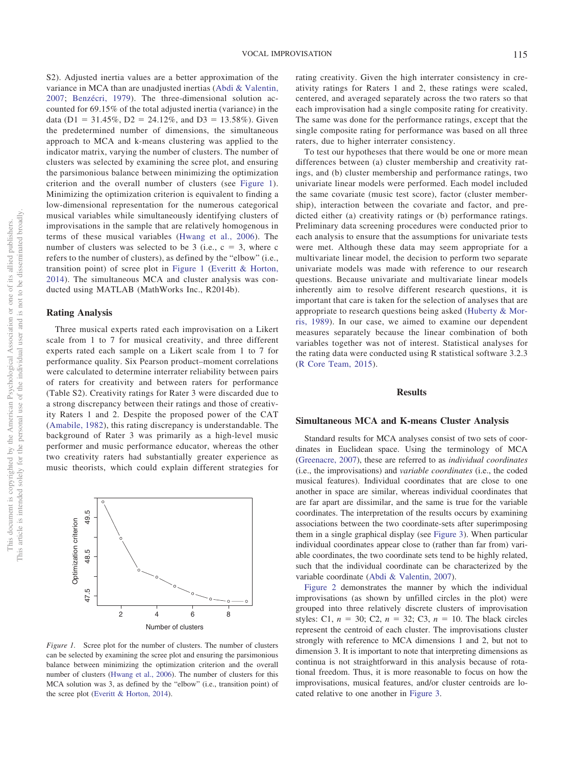S2). Adjusted inertia values are a better approximation of the variance in MCA than are unadjusted inertias (Abdi & Valentin, 2007; Benzécri, 1979). The three-dimensional solution accounted for 69.15% of the total adjusted inertia (variance) in the data (D1 = 31.45%, D2 = 24.12%, and D3 = 13.58%). Given the predetermined number of dimensions, the simultaneous approach to MCA and k-means clustering was applied to the indicator matrix, varying the number of clusters. The number of clusters was selected by examining the scree plot, and ensuring the parsimonious balance between minimizing the optimization criterion and the overall number of clusters (see Figure 1). Minimizing the optimization criterion is equivalent to finding a low-dimensional representation for the numerous categorical musical variables while simultaneously identifying clusters of improvisations in the sample that are relatively homogenous in terms of these musical variables (Hwang et al., 2006). The number of clusters was selected to be 3 (i.e., $c = 3$, where c refers to the number of clusters), as defined by the "elbow" (i.e., transition point) of scree plot in Figure 1 (Everitt & Horton, 2014). The simultaneous MCA and cluster analysis was conducted using MATLAB (MathWorks Inc., R2014b).

## Rating Analysis

Three musical experts rated each improvisation on a Likert scale from 1 to 7 for musical creativity, and three different experts rated each sample on a Likert scale from 1 to 7 for performance quality. Six Pearson product–moment correlations were calculated to determine interrater reliability between pairs of raters for creativity and between raters for performance (Table S2). Creativity ratings for Rater 3 were discarded due to a strong discrepancy between their ratings and those of creativity Raters 1 and 2. Despite the proposed power of the CAT (Amabile, 1982), this rating discrepancy is understandable. The background of Rater 3 was primarily as a high-level music performer and music performance educator, whereas the other two creativity raters had substantially greater experience as music theorists, which could explain different strategies for rating creativity. Given the high interrater consistency in creativity ratings for Raters 1 and 2, these ratings were scaled, centered, and averaged separately across the two raters so that each improvisation had a single composite rating for creativity. The same was done for the performance ratings, except that the single composite rating for performance was based on all three raters, due to higher interrater consistency.

*Figure 1.* Scree plot for the number of clusters. The number of clusters can be selected by examining the scree plot and ensuring the parsimonious balance between minimizing the optimization criterion and the overall number of clusters (Hwang et al., 2006). The number of clusters for this MCA solution was 3, as defined by the "elbow" (i.e., transition point) of the scree plot (Everitt & Horton, 2014).

To test our hypotheses that there would be one or more mean differences between (a) cluster membership and creativity ratings, and (b) cluster membership and performance ratings, two univariate linear models were performed. Each model included the same covariate (music test score), factor (cluster membership), interaction between the covariate and factor, and predicted either (a) creativity ratings or (b) performance ratings. Preliminary data screening procedures were conducted prior to each analysis to ensure that the assumptions for univariate tests were met. Although these data may seem appropriate for a multivariate linear model, the decision to perform two separate univariate models was made with reference to our research questions. Because univariate and multivariate linear models inherently aim to resolve different research questions, it is important that care is taken for the selection of analyses that are appropriate to research questions being asked (Huberty & Morris, 1989). In our case, we aimed to examine our dependent measures separately because the linear combination of both variables together was not of interest. Statistical analyses for the rating data were conducted using R statistical software 3.2.3 (R Core Team, 2015).

# Results

## Simultaneous MCA and K-means Cluster Analysis

Standard results for MCA analyses consist of two sets of coordinates in Euclidean space. Using the terminology of MCA (Greenacre, 2007), these are referred to as *individual coordinates* (i.e., the improvisations) and *variable coordinates* (i.e., the coded musical features). Individual coordinates that are close to one another in space are similar, whereas individual coordinates that are far apart are dissimilar, and the same is true for the variable coordinates. The interpretation of the results occurs by examining associations between the two coordinate-sets after superimposing them in a single graphical display (see Figure 3). When particular individual coordinates appear close to (rather than far from) variable coordinates, the two coordinate sets tend to be highly related, such that the individual coordinate can be characterized by the variable coordinate (Abdi & Valentin, 2007).

Figure 2 demonstrates the manner by which the individual improvisations (as shown by unfilled circles in the plot) were grouped into three relatively discrete clusters of improvisation styles: C1, $n = 30$; C2, $n = 32$; C3, $n = 10$. The black circles represent the centroid of each cluster. The improvisations cluster strongly with reference to MCA dimensions 1 and 2, but not to dimension 3. It is important to note that interpreting dimensions as continua is not straightforward in this analysis because of rotational freedom. Thus, it is more reasonable to focus on how the improvisations, musical features, and/or cluster centroids are located relative to one another in Figure 3.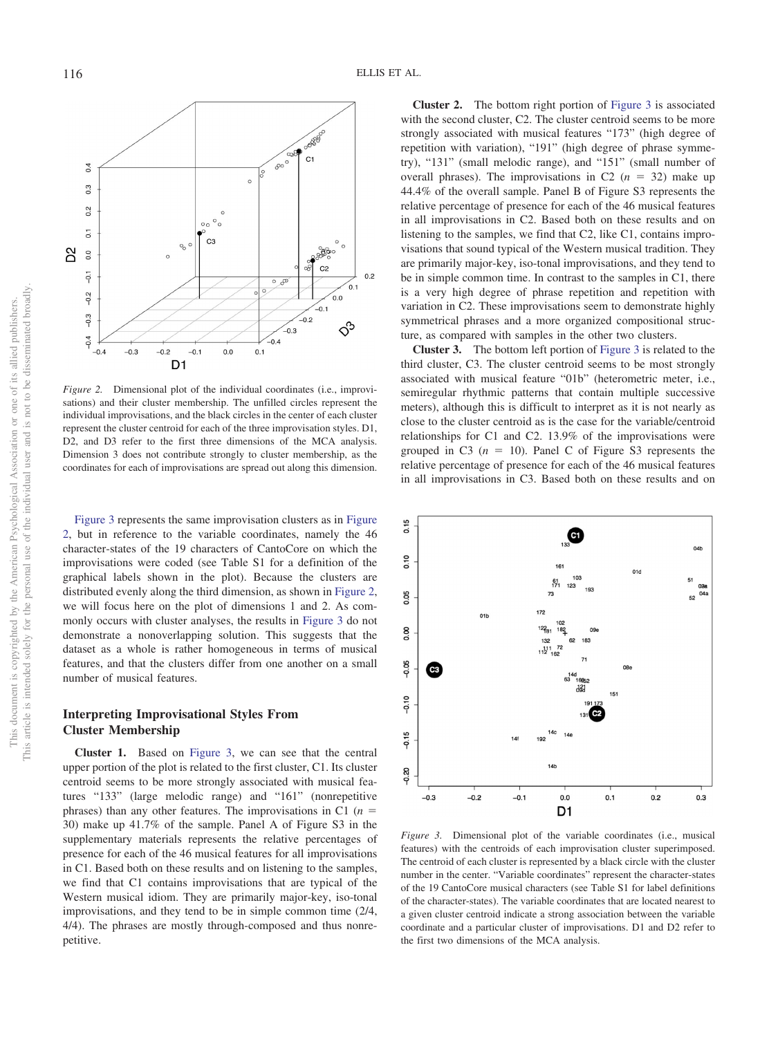*Figure 2.* Dimensional plot of the individual coordinates (i.e., improvisations) and their cluster membership. The unfilled circles represent the individual improvisations, and the black circles in the center of each cluster represent the cluster centroid for each of the three improvisation styles. D1, D2, and D3 refer to the first three dimensions of the MCA analysis. Dimension 3 does not contribute strongly to cluster membership, as the coordinates for each of improvisations are spread out along this dimension.

Figure 3 represents the same improvisation clusters as in Figure 2, but in reference to the variable coordinates, namely the 46 character-states of the 19 characters of CantoCore on which the improvisations were coded (see Table S1 for a definition of the graphical labels shown in the plot). Because the clusters are distributed evenly along the third dimension, as shown in Figure 2, we will focus here on the plot of dimensions 1 and 2. As commonly occurs with cluster analyses, the results in Figure 3 do not demonstrate a nonoverlapping solution. This suggests that the dataset as a whole is rather homogeneous in terms of musical features, and that the clusters differ from one another on a small number of musical features.

## Interpreting Improvisational Styles From Cluster Membership

**Cluster 1.** Based on Figure 3, we can see that the central upper portion of the plot is related to the first cluster, C1. Its cluster centroid seems to be more strongly associated with musical features “133” (large melodic range) and “161” (nonrepetitive phrases) than any other features. The improvisations in C1 ($n$ = 30) make up 41.7% of the sample. Panel A of Figure S3 in the supplementary materials represents the relative percentages of presence for each of the 46 musical features for all improvisations in C1. Based both on these results and on listening to the samples, we find that C1 contains improvisations that are typical of the Western musical idiom. They are primarily major-key, iso-tonal improvisations, and they tend to be in simple common time (2/4, 4/4). The phrases are mostly through-composed and thus nonrepetitive.

**Cluster 2.** The bottom right portion of Figure 3 is associated with the second cluster, C2. The cluster centroid seems to be more strongly associated with musical features “173” (high degree of repetition with variation), “191” (high degree of phrase symmetry), “131” (small melodic range), and “151” (small number of overall phrases). The improvisations in C2 ($n$ = 32) make up 44.4% of the overall sample. Panel B of Figure S3 represents the relative percentage of presence for each of the 46 musical features in all improvisations in C2. Based both on these results and on listening to the samples, we find that C2, like C1, contains improvisations that sound typical of the Western musical tradition. They are primarily major-key, iso-tonal improvisations, and they tend to be in simple common time. In contrast to the samples in C1, there is a very high degree of phrase repetition and repetition with variation in C2. These improvisations seem to demonstrate highly symmetrical phrases and a more organized compositional structure, as compared with samples in the other two clusters.

**Cluster 3.** The bottom left portion of Figure 3 is related to the third cluster, C3. The cluster centroid seems to be most strongly associated with musical feature “01b” (heterometric meter, i.e., semiregular rhythmic patterns that contain multiple successive meters), although this is difficult to interpret as it is not nearly as close to the cluster centroid as is the case for the variable/centroid relationships for C1 and C2. 13.9% of the improvisations were grouped in C3 ($n$ = 10). Panel C of Figure S3 represents the relative percentage of presence for each of the 46 musical features in all improvisations in C3. Based both on these results and on

*Figure 3.* Dimensional plot of the variable coordinates (i.e., musical features) with the centroids of each improvisation cluster superimposed. The centroid of each cluster is represented by a black circle with the cluster number in the center. “Variable coordinates” represent the character-states of the 19 CantoCore musical characters (see Table S1 for label definitions of the character-states). The variable coordinates that are located nearest to a given cluster centroid indicate a strong association between the variable coordinate and a particular cluster of improvisations. D1 and D2 refer to the first two dimensions of the MCA analysis.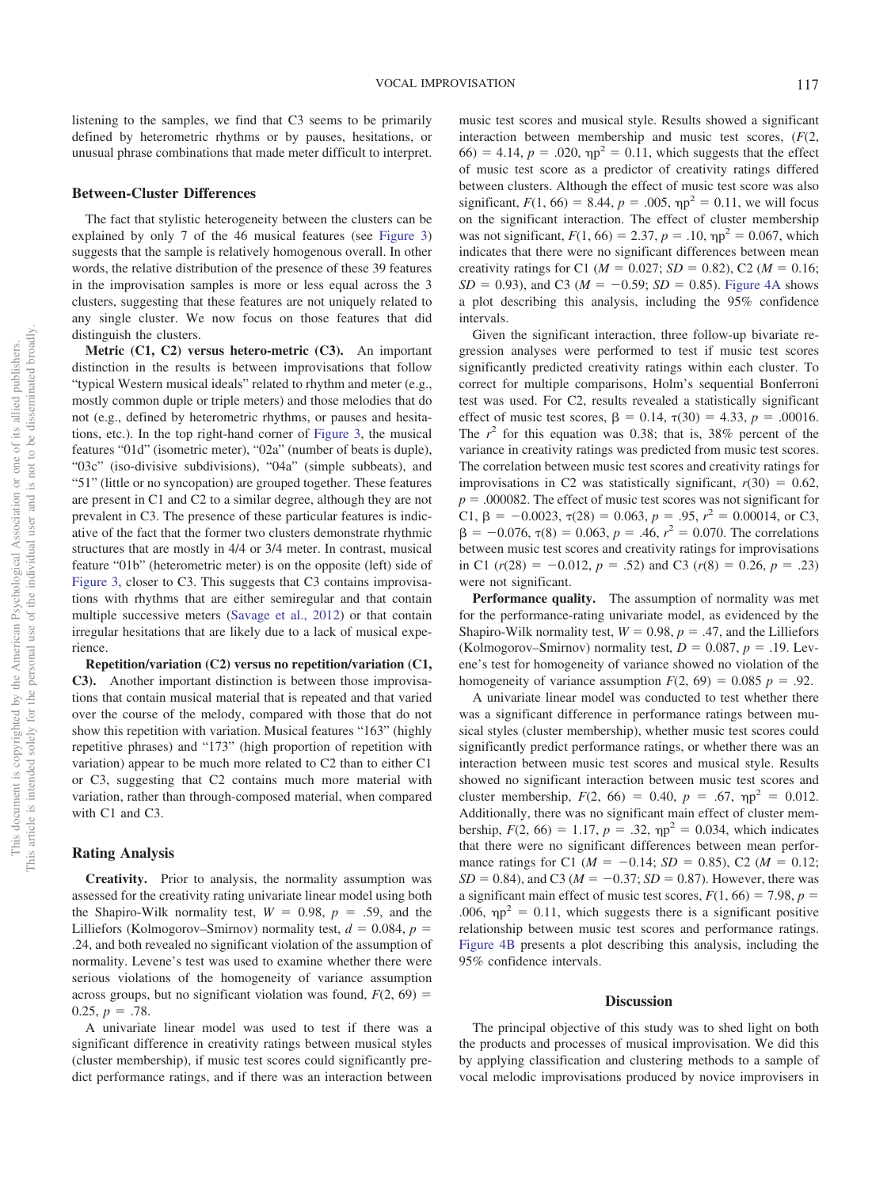listening to the samples, we find that C3 seems to be primarily defined by heterometric rhythms or by pauses, hesitations, or unusual phrase combinations that made meter difficult to interpret.

## Between-Cluster Differences

The fact that stylistic heterogeneity between the clusters can be explained by only 7 of the 46 musical features (see Figure 3) suggests that the sample is relatively homogenous overall. In other words, the relative distribution of the presence of these 39 features in the improvisation samples is more or less equal across the 3 clusters, suggesting that these features are not uniquely related to any single cluster. We now focus on those features that did distinguish the clusters.

**Metric (C1, C2) versus hetero-metric (C3).** An important distinction in the results is between improvisations that follow "typical Western musical ideals" related to rhythm and meter (e.g., mostly common duple or triple meters) and those melodies that do not (e.g., defined by heterometric rhythms, or pauses and hesitations, etc.). In the top right-hand corner of Figure 3, the musical features "01d" (isometric meter), "02a" (number of beats is duple), "03c" (iso-divisive subdivisions), "04a" (simple subbeats), and "51" (little or no syncopation) are grouped together. These features are present in C1 and C2 to a similar degree, although they are not prevalent in C3. The presence of these particular features is indicative of the fact that the former two clusters demonstrate rhythmic structures that are mostly in 4/4 or 3/4 meter. In contrast, musical feature "01b" (heterometric meter) is on the opposite (left) side of Figure 3, closer to C3. This suggests that C3 contains improvisations with rhythms that are either semiregular and that contain multiple successive meters (Savage et al., 2012) or that contain irregular hesitations that are likely due to a lack of musical experience.

**Repetition/variation (C2) versus no repetition/variation (C1, C3).** Another important distinction is between those improvisations that contain musical material that is repeated and that varied over the course of the melody, compared with those that do not show this repetition with variation. Musical features "163" (highly repetitive phrases) and "173" (high proportion of repetition with variation) appear to be much more related to C2 than to either C1 or C3, suggesting that C2 contains much more material with variation, rather than through-composed material, when compared with C1 and C3.

## Rating Analysis

**Creativity.** Prior to analysis, the normality assumption was assessed for the creativity rating univariate linear model using both the Shapiro-Wilk normality test, $W = 0.98$, $p = .59$, and the Lilliefors (Kolmogorov–Smirnov) normality test, $d = 0.084$, $p = .24$, and both revealed no significant violation of the assumption of normality. Levene's test was used to examine whether there were serious violations of the homogeneity of variance assumption across groups, but no significant violation was found, $F(2, 69) = 0.25$, $p = .78$.

A univariate linear model was used to test if there was a significant difference in creativity ratings between musical styles (cluster membership), if music test scores could significantly predict performance ratings, and if there was an interaction between music test scores and musical style. Results showed a significant interaction between membership and music test scores, ($F(2, 66) = 4.14$, $p = .020$, $\eta p^2 = 0.11$, which suggests that the effect of music test score as a predictor of creativity ratings differed between clusters. Although the effect of music test score was also significant, $F(1, 66) = 8.44$, $p = .005$, $\eta p^2 = 0.11$, we will focus on the significant interaction. The effect of cluster membership was not significant, $F(1, 66) = 2.37$, $p = .10$, $\eta p^2 = 0.067$, which indicates that there were no significant differences between mean creativity ratings for C1 ($M = 0.027$; $SD = 0.82$), C2 ($M = 0.16$; $SD = 0.93$), and C3 ($M = -0.59$; $SD = 0.85$). Figure 4A shows a plot describing this analysis, including the 95% confidence intervals.

Given the significant interaction, three follow-up bivariate regression analyses were performed to test if music test scores significantly predicted creativity ratings within each cluster. To correct for multiple comparisons, Holm's sequential Bonferroni test was used. For C2, results revealed a statistically significant effect of music test scores, $\beta = 0.14$, $\tau(30) = 4.33$, $p = .00016$. The $r^2$ for this equation was 0.38; that is, 38% percent of the variance in creativity ratings was predicted from music test scores. The correlation between music test scores and creativity ratings for improvisations in C2 was statistically significant, $r(30) = 0.62$, $p = .000082$. The effect of music test scores was not significant for C1, $\beta = -0.0023$, $\tau(28) = 0.063$, $p = .95$, $r^2 = 0.00014$, or C3, $\beta = -0.076$, $\tau(8) = 0.063$, $p = .46$, $r^2 = 0.070$. The correlations between music test scores and creativity ratings for improvisations in C1 ($r(28) = -0.012$, $p = .52$) and C3 ($r(8) = 0.26$, $p = .23$) were not significant.

**Performance quality.** The assumption of normality was met for the performance-rating univariate model, as evidenced by the Shapiro-Wilk normality test, $W = 0.98$, $p = .47$, and the Lilliefors (Kolmogorov–Smirnov) normality test, $D = 0.087$, $p = .19$. Levene's test for homogeneity of variance showed no violation of the homogeneity of variance assumption $F(2, 69) = 0.085$ $p = .92$.

A univariate linear model was conducted to test whether there was a significant difference in performance ratings between musical styles (cluster membership), whether music test scores could significantly predict performance ratings, or whether there was an interaction between music test scores and musical style. Results showed no significant interaction between music test scores and cluster membership, $F(2, 66) = 0.40$, $p = .67$, $\eta p^2 = 0.012$. Additionally, there was no significant main effect of cluster membership, $F(2, 66) = 1.17$, $p = .32$, $\eta p^2 = 0.034$, which indicates that there were no significant differences between mean performance ratings for C1 ($M = -0.14$; $SD = 0.85$), C2 ($M = 0.12$; $SD = 0.84$), and C3 ($M = -0.37$; $SD = 0.87$). However, there was a significant main effect of music test scores, $F(1, 66) = 7.98$, $p = .006$, $\eta p^2 = 0.11$, which suggests that there is a significant positive relationship between music test scores and performance ratings. Figure 4B presents a plot describing this analysis, including the 95% confidence intervals.

# Discussion

The principal objective of this study was to shed light on both the products and processes of musical improvisation. We did this by applying classification and clustering methods to a sample of vocal melodic improvisations produced by novice improvisers in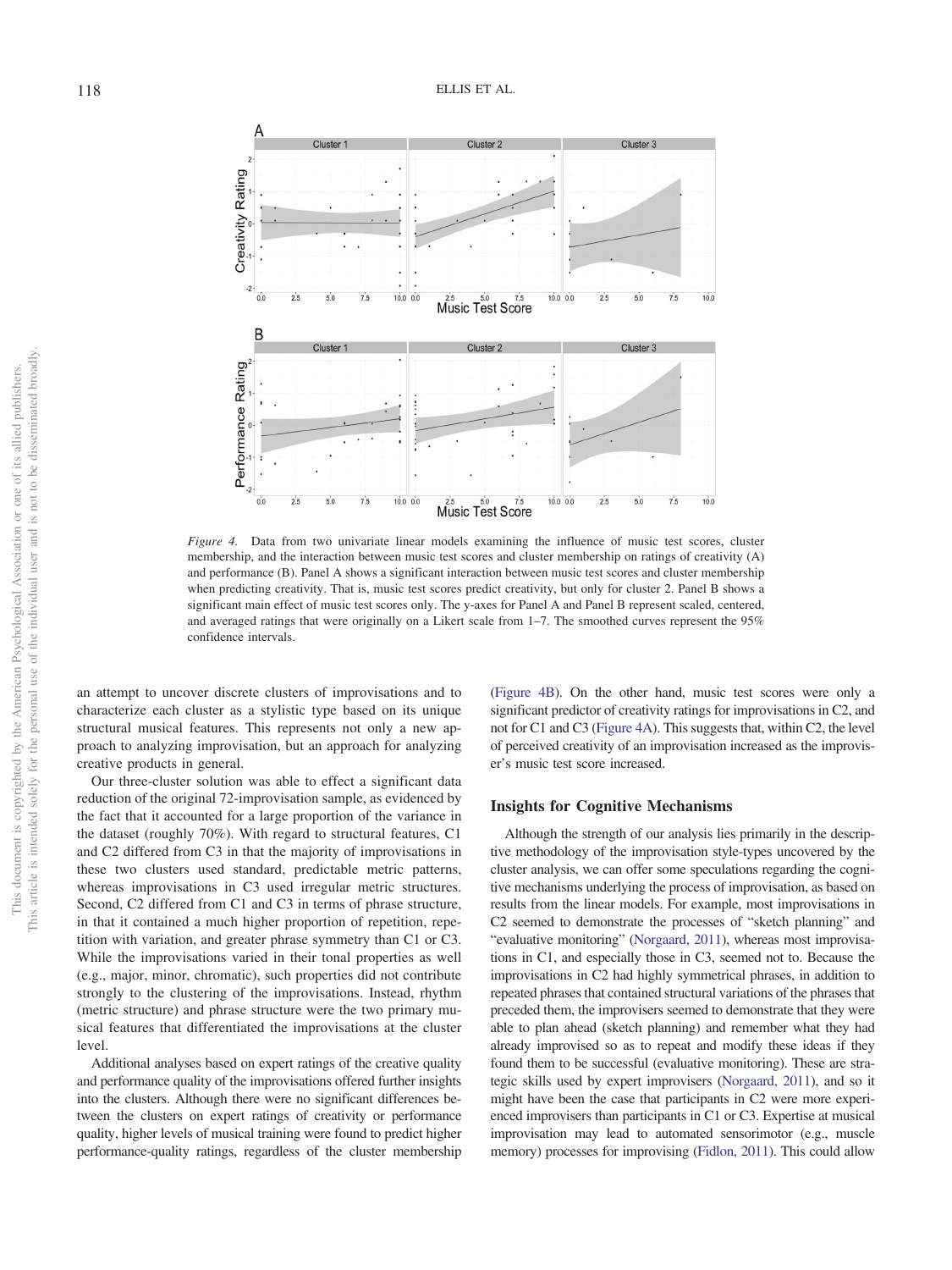*Figure 4.* Data from two univariate linear models examining the influence of music test scores, cluster membership, and the interaction between music test scores and cluster membership on ratings of creativity (A) and performance (B). Panel A shows a significant interaction between music test scores and cluster membership when predicting creativity. That is, music test scores predict creativity, but only for cluster 2. Panel B shows a significant main effect of music test scores only. The y-axes for Panel A and Panel B represent scaled, centered, and averaged ratings that were originally on a Likert scale from 1–7. The smoothed curves represent the 95% confidence intervals.

an attempt to uncover discrete clusters of improvisations and to characterize each cluster as a stylistic type based on its unique structural musical features. This represents not only a new approach to analyzing improvisation, but an approach for analyzing creative products in general.

Our three-cluster solution was able to effect a significant data reduction of the original 72-improvisation sample, as evidenced by the fact that it accounted for a large proportion of the variance in the dataset (roughly 70%). With regard to structural features, C1 and C2 differed from C3 in that the majority of improvisations in these two clusters used standard, predictable metric patterns, whereas improvisations in C3 used irregular metric structures. Second, C2 differed from C1 and C3 in terms of phrase structure, in that it contained a much higher proportion of repetition, repetition with variation, and greater phrase symmetry than C1 or C3. While the improvisations varied in their tonal properties as well (e.g., major, minor, chromatic), such properties did not contribute strongly to the clustering of the improvisations. Instead, rhythm (metric structure) and phrase structure were the two primary musical features that differentiated the improvisations at the cluster level.

Additional analyses based on expert ratings of the creative quality and performance quality of the improvisations offered further insights into the clusters. Although there were no significant differences between the clusters on expert ratings of creativity or performance quality, higher levels of musical training were found to predict higher performance-quality ratings, regardless of the cluster membership (Figure 4B). On the other hand, music test scores were only a significant predictor of creativity ratings for improvisations in C2, and not for C1 and C3 (Figure 4A). This suggests that, within C2, the level of perceived creativity of an improvisation increased as the improviser's music test score increased.

## Insights for Cognitive Mechanisms

Although the strength of our analysis lies primarily in the descriptive methodology of the improvisation style-types uncovered by the cluster analysis, we can offer some speculations regarding the cognitive mechanisms underlying the process of improvisation, as based on results from the linear models. For example, most improvisations in C2 seemed to demonstrate the processes of "sketch planning" and "evaluative monitoring" (Norgaard, 2011), whereas most improvisations in C1, and especially those in C3, seemed not to. Because the improvisations in C2 had highly symmetrical phrases, in addition to repeated phrases that contained structural variations of the phrases that preceded them, the improvisers seemed to demonstrate that they were able to plan ahead (sketch planning) and remember what they had already improvised so as to repeat and modify these ideas if they found them to be successful (evaluative monitoring). These are strategic skills used by expert improvisers (Norgaard, 2011), and so it might have been the case that participants in C2 were more experienced improvisers than participants in C1 or C3. Expertise at musical improvisation may lead to automated sensorimotor (e.g., muscle memory) processes for improvising (Fidlon, 2011). This could allow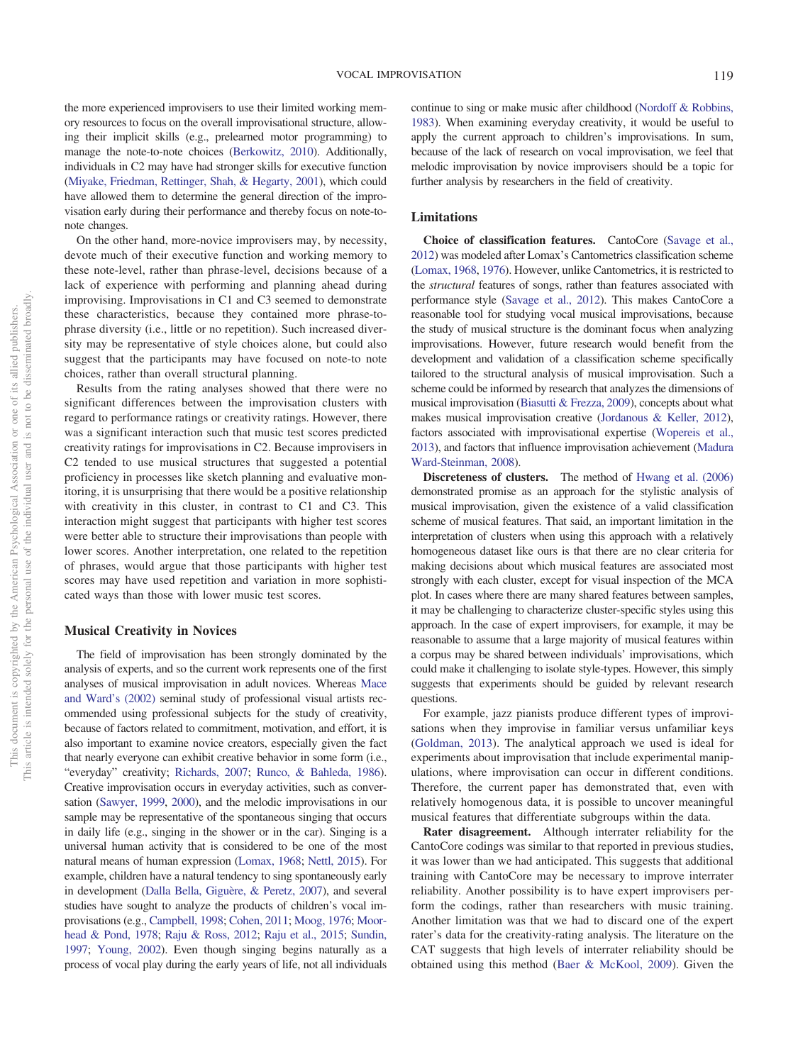the more experienced improvisers to use their limited working memory resources to focus on the overall improvisational structure, allowing their implicit skills (e.g., prelearned motor programming) to manage the note-to-note choices (Berkowitz, 2010). Additionally, individuals in C2 may have had stronger skills for executive function (Miyake, Friedman, Rettinger, Shah, & Hegarty, 2001), which could have allowed them to determine the general direction of the improvisation early during their performance and thereby focus on note-to-note changes.

On the other hand, more-novice improvisers may, by necessity, devote much of their executive function and working memory to these note-level, rather than phrase-level, decisions because of a lack of experience with performing and planning ahead during improvising. Improvisations in C1 and C3 seemed to demonstrate these characteristics, because they contained more phrase-to-phrase diversity (i.e., little or no repetition). Such increased diversity may be representative of style choices alone, but could also suggest that the participants may have focused on note-to note choices, rather than overall structural planning.

Results from the rating analyses showed that there were no significant differences between the improvisation clusters with regard to performance ratings or creativity ratings. However, there was a significant interaction such that music test scores predicted creativity ratings for improvisations in C2. Because improvisers in C2 tended to use musical structures that suggested a potential proficiency in processes like sketch planning and evaluative monitoring, it is unsurprising that there would be a positive relationship with creativity in this cluster, in contrast to C1 and C3. This interaction might suggest that participants with higher test scores were better able to structure their improvisations than people with lower scores. Another interpretation, one related to the repetition of phrases, would argue that those participants with higher test scores may have used repetition and variation in more sophisticated ways than those with lower music test scores.

## Musical Creativity in Novices

The field of improvisation has been strongly dominated by the analysis of experts, and so the current work represents one of the first analyses of musical improvisation in adult novices. Whereas Mace and Ward's (2002) seminal study of professional visual artists recommended using professional subjects for the study of creativity, because of factors related to commitment, motivation, and effort, it is also important to examine novice creators, especially given the fact that nearly everyone can exhibit creative behavior in some form (i.e., "everyday" creativity; Richards, 2007; Runco, & Bahleda, 1986). Creative improvisation occurs in everyday activities, such as conversation (Sawyer, 1999, 2000), and the melodic improvisations in our sample may be representative of the spontaneous singing that occurs in daily life (e.g., singing in the shower or in the car). Singing is a universal human activity that is considered to be one of the most natural means of human expression (Lomax, 1968; Nettl, 2015). For example, children have a natural tendency to sing spontaneously early in development (Dalla Bella, Giguère, & Peretz, 2007), and several studies have sought to analyze the products of children's vocal improvisations (e.g., Campbell, 1998; Cohen, 2011; Moog, 1976; Moorhead & Pond, 1978; Raju & Ross, 2012; Raju et al., 2015; Sundin, 1997; Young, 2002). Even though singing begins naturally as a process of vocal play during the early years of life, not all individuals continue to sing or make music after childhood (Nordoff & Robbins, 1983). When examining everyday creativity, it would be useful to apply the current approach to children's improvisations. In sum, because of the lack of research on vocal improvisation, we feel that melodic improvisation by novice improvisers should be a topic for further analysis by researchers in the field of creativity.

## Limitations

**Choice of classification features.** CantoCore (Savage et al., 2012) was modeled after Lomax's Cantometrics classification scheme (Lomax, 1968, 1976). However, unlike Cantometrics, it is restricted to the *structural* features of songs, rather than features associated with performance style (Savage et al., 2012). This makes CantoCore a reasonable tool for studying vocal musical improvisations, because the study of musical structure is the dominant focus when analyzing improvisations. However, future research would benefit from the development and validation of a classification scheme specifically tailored to the structural analysis of musical improvisation. Such a scheme could be informed by research that analyzes the dimensions of musical improvisation (Biasutti & Frezza, 2009), concepts about what makes musical improvisation creative (Jordanous & Keller, 2012), factors associated with improvisational expertise (Wopereis et al., 2013), and factors that influence improvisation achievement (Madura Ward-Steinman, 2008).

**Discreteness of clusters.** The method of Hwang et al. (2006) demonstrated promise as an approach for the stylistic analysis of musical improvisation, given the existence of a valid classification scheme of musical features. That said, an important limitation in the interpretation of clusters when using this approach with a relatively homogeneous dataset like ours is that there are no clear criteria for making decisions about which musical features are associated most strongly with each cluster, except for visual inspection of the MCA plot. In cases where there are many shared features between samples, it may be challenging to characterize cluster-specific styles using this approach. In the case of expert improvisers, for example, it may be reasonable to assume that a large majority of musical features within a corpus may be shared between individuals' improvisations, which could make it challenging to isolate style-types. However, this simply suggests that experiments should be guided by relevant research questions.

For example, jazz pianists produce different types of improvisations when they improvise in familiar versus unfamiliar keys (Goldman, 2013). The analytical approach we used is ideal for experiments about improvisation that include experimental manipulations, where improvisation can occur in different conditions. Therefore, the current paper has demonstrated that, even with relatively homogenous data, it is possible to uncover meaningful musical features that differentiate subgroups within the data.

**Rater disagreement.** Although interrater reliability for the CantoCore codings was similar to that reported in previous studies, it was lower than we had anticipated. This suggests that additional training with CantoCore may be necessary to improve interrater reliability. Another possibility is to have expert improvisers perform the codings, rather than researchers with music training. Another limitation was that we had to discard one of the expert rater's data for the creativity-rating analysis. The literature on the CAT suggests that high levels of interrater reliability should be obtained using this method (Baer & McKool, 2009). Given the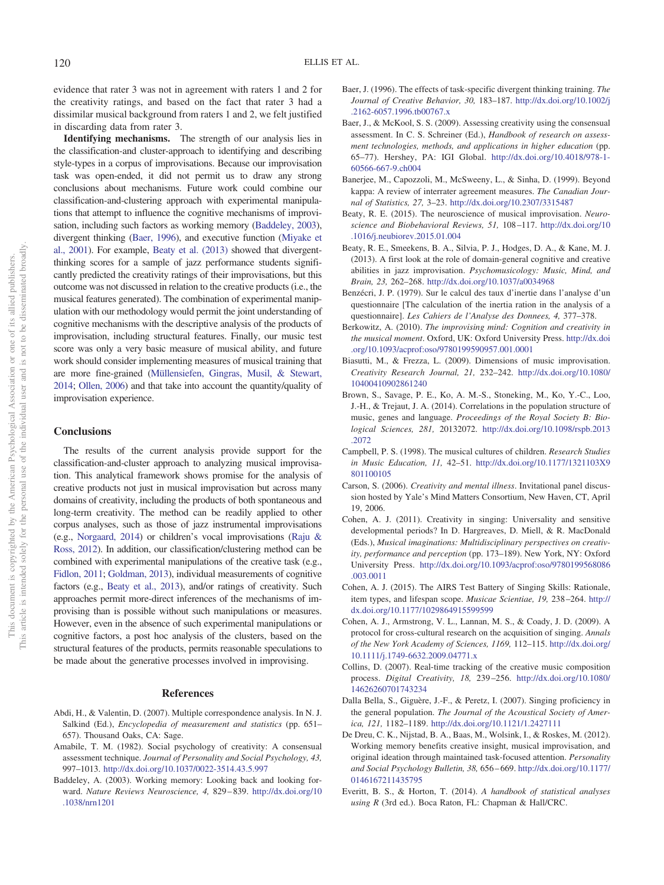evidence that rater 3 was not in agreement with raters 1 and 2 for the creativity ratings, and based on the fact that rater 3 had a dissimilar musical background from raters 1 and 2, we felt justified in discarding data from rater 3.

**Identifying mechanisms.** The strength of our analysis lies in the classification-and cluster-approach to identifying and describing style-types in a corpus of improvisations. Because our improvisation task was open-ended, it did not permit us to draw any strong conclusions about mechanisms. Future work could combine our classification-and-clustering approach with experimental manipulations that attempt to influence the cognitive mechanisms of improvisation, including such factors as working memory (Baddeley, 2003), divergent thinking (Baer, 1996), and executive function (Miyake et al., 2001). For example, Beaty et al. (2013) showed that divergent-thinking scores for a sample of jazz performance students significantly predicted the creativity ratings of their improvisations, but this outcome was not discussed in relation to the creative products (i.e., the musical features generated). The combination of experimental manipulation with our methodology would permit the joint understanding of cognitive mechanisms with the descriptive analysis of the products of improvisation, including structural features. Finally, our music test score was only a very basic measure of musical ability, and future work should consider implementing measures of musical training that are more fine-grained (Müllensiefen, Gingras, Musil, & Stewart, 2014; Ollen, 2006) and that take into account the quantity/quality of improvisation experience.

## Conclusions

The results of the current analysis provide support for the classification-and-cluster approach to analyzing musical improvisation. This analytical framework shows promise for the analysis of creative products not just in musical improvisation but across many domains of creativity, including the products of both spontaneous and long-term creativity. The method can be readily applied to other corpus analyses, such as those of jazz instrumental improvisations (e.g., Norgaard, 2014) or children's vocal improvisations (Raju & Ross, 2012). In addition, our classification/clustering method can be combined with experimental manipulations of the creative task (e.g., Fidlon, 2011; Goldman, 2013), individual measurements of cognitive factors (e.g., Beaty et al., 2013), and/or ratings of creativity. Such approaches permit more-direct inferences of the mechanisms of improvising than is possible without such manipulations or measures. However, even in the absence of such experimental manipulations or cognitive factors, a post hoc analysis of the clusters, based on the structural features of the products, permits reasonable speculations to be made about the generative processes involved in improvising.

## References

Abdi, H., & Valentin, D. (2007). Multiple correspondence analysis. In N. J. Salkind (Ed.), *Encyclopedia of measurement and statistics* (pp. 651–657). Thousand Oaks, CA: Sage.

Amabile, T. M. (1982). Social psychology of creativity: A consensual assessment technique. *Journal of Personality and Social Psychology, 43,* 997–1013. http://dx.doi.org/10.1037/0022-3514.43.5.997

Baddeley, A. (2003). Working memory: Looking back and looking forward. *Nature Reviews Neuroscience, 4,* 829–839. http://dx.doi.org/10.1038/nrn1201

Baer, J. (1996). The effects of task-specific divergent thinking training. *The Journal of Creative Behavior, 30,* 183–187. http://dx.doi.org/10.1002/j.2162-6057.1996.tb00767.x

Baer, J., & McKool, S. S. (2009). Assessing creativity using the consensual assessment. In C. S. Schreiner (Ed.), *Handbook of research on assessment technologies, methods, and applications in higher education* (pp. 65–77). Hershey, PA: IGI Global. http://dx.doi.org/10.4018/978-1-60566-667-9.ch004

Banerjee, M., Capozzoli, M., McSweeny, L., & Sinha, D. (1999). Beyond kappa: A review of interrater agreement measures. *The Canadian Journal of Statistics, 27,* 3–23. http://dx.doi.org/10.2307/3315487

Beaty, R. E. (2015). The neuroscience of musical improvisation. *Neuroscience and Biobehavioral Reviews, 51,* 108–117. http://dx.doi.org/10.1016/j.neubiorev.2015.01.004

Beaty, R. E., Smeekens, B. A., Silvia, P. J., Hodges, D. A., & Kane, M. J. (2013). A first look at the role of domain-general cognitive and creative abilities in jazz improvisation. *Psychomusicology: Music, Mind, and Brain, 23,* 262–268. http://dx.doi.org/10.1037/a0034968

Benzécri, J. P. (1979). Sur le calcul des taux d'inertie dans l'analyse d'un questionnaire [The calculation of the inertia ration in the analysis of a questionnaire]. *Les Cahiers de l'Analyse des Donnees, 4,* 377–378.

Berkowitz, A. (2010). *The improvising mind: Cognition and creativity in the musical moment*. Oxford, UK: Oxford University Press. http://dx.doi.org/10.1093/acprof:oso/9780199590957.001.0001

Biasutti, M., & Frezza, L. (2009). Dimensions of music improvisation. *Creativity Research Journal, 21,* 232–242. http://dx.doi.org/10.1080/10400410902861240

Brown, S., Savage, P. E., Ko, A. M.-S., Stoneking, M., Ko, Y.-C., Loo, J.-H., & Trejaut, J. A. (2014). Correlations in the population structure of music, genes and language. *Proceedings of the Royal Society B: Biological Sciences, 281,* 20132072. http://dx.doi.org/10.1098/rspb.2013.2072

Campbell, P. S. (1998). The musical cultures of children. *Research Studies in Music Education, 11,* 42–51. http://dx.doi.org/10.1177/1321103X9801100105

Carson, S. (2006). *Creativity and mental illness*. Invitational panel discussion hosted by Yale's Mind Matters Consortium, New Haven, CT, April 19, 2006.

Cohen, A. J. (2011). Creativity in singing: Universality and sensitive developmental periods? In D. Hargreaves, D. Miell, & R. MacDonald (Eds.), *Musical imaginations: Multidisciplinary perspectives on creativity, performance and perception* (pp. 173–189). New York, NY: Oxford University Press. http://dx.doi.org/10.1093/acprof:oso/9780199568086.003.0011

Cohen, A. J. (2015). The AIRS Test Battery of Singing Skills: Rationale, item types, and lifespan scope. *Musicae Scientiae, 19,* 238–264. http://dx.doi.org/10.1177/1029864915599599

Cohen, A. J., Armstrong, V. L., Lannan, M. S., & Coady, J. D. (2009). A protocol for cross-cultural research on the acquisition of singing. *Annals of the New York Academy of Sciences, 1169,* 112–115. http://dx.doi.org/10.1111/j.1749-6632.2009.04771.x

Collins, D. (2007). Real-time tracking of the creative music composition process. *Digital Creativity, 18,* 239–256. http://dx.doi.org/10.1080/14626260701743234

Dalla Bella, S., Giguère, J.-F., & Peretz, I. (2007). Singing proficiency in the general population. *The Journal of the Acoustical Society of America, 121,* 1182–1189. http://dx.doi.org/10.1121/1.2427111

De Dreu, C. K., Nijstad, B. A., Baas, M., Wolsink, I., & Roskes, M. (2012). Working memory benefits creative insight, musical improvisation, and original ideation through maintained task-focused attention. *Personality and Social Psychology Bulletin, 38,* 656–669. http://dx.doi.org/10.1177/0146167211435795

Everitt, B. S., & Horton, T. (2014). *A handbook of statistical analyses using R* (3rd ed.). Boca Raton, FL: Chapman & Hall/CRC.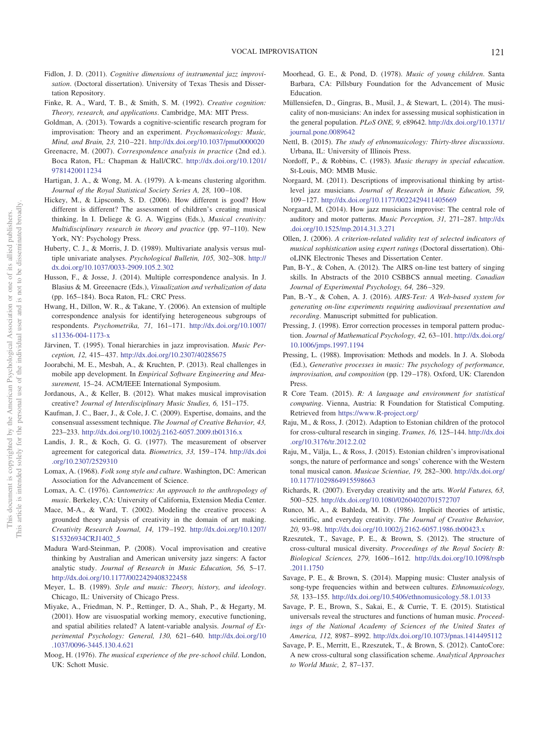Fidlon, J. D. (2011). *Cognitive dimensions of instrumental jazz improvisation*. (Doctoral dissertation). University of Texas Thesis and Dissertation Repository.

Finke, R. A., Ward, T. B., & Smith, S. M. (1992). *Creative cognition: Theory, research, and applications*. Cambridge, MA: MIT Press.

Goldman, A. (2013). Towards a cognitive-scientific research program for improvisation: Theory and an experiment. *Psychomusicology: Music, Mind, and Brain, 23,* 210–221. http://dx.doi.org/10.1037/pmu0000020

Greenacre, M. (2007). *Correspondence analysis in practice* (2nd ed.). Boca Raton, FL: Chapman & Hall/CRC. http://dx.doi.org/10.1201/9781420011234

Hartigan, J. A., & Wong, M. A. (1979). A k-means clustering algorithm. *Journal of the Royal Statistical Society Series A, 28,* 100–108.

Hickey, M., & Lipscomb, S. D. (2006). How different is good? How different is different? The assessment of children's creating musical thinking. In I. Deliege & G. A. Wiggins (Eds.), *Musical creativity: Multidisciplinary research in theory and practice* (pp. 97–110). New York, NY: Psychology Press.

Huberty, C. J., & Morris, J. D. (1989). Multivariate analysis versus multiple univariate analyses. *Psychological Bulletin, 105,* 302–308. http://dx.doi.org/10.1037/0033-2909.105.2.302

Husson, F., & Josse, J. (2014). Multiple correspondence analysis. In J. Blasius & M. Greeenacre (Eds.), *Visualization and verbalization of data* (pp. 165–184). Boca Raton, FL: CRC Press.

Hwang, H., Dillon, W. R., & Takane, Y. (2006). An extension of multiple correspondence analysis for identifying heterogeneous subgroups of respondents. *Psychometrika, 71,* 161–171. http://dx.doi.org/10.1007/s11336-004-1173-x

Järvinen, T. (1995). Tonal hierarchies in jazz improvisation. *Music Perception, 12,* 415–437. http://dx.doi.org/10.2307/40285675

Joorabchi, M. E., Mesbah, A., & Kruchten, P. (2013). Real challenges in mobile app development. In *Empirical Software Engineering and Measurement,* 15–24. ACM/IEEE International Symposium.

Jordanous, A., & Keller, B. (2012). What makes musical improvisation creative? *Journal of Interdisciplinary Music Studies, 6,* 151–175.

Kaufman, J. C., Baer, J., & Cole, J. C. (2009). Expertise, domains, and the consensual assessment technique. *The Journal of Creative Behavior, 43,* 223–233. http://dx.doi.org/10.1002/j.2162-6057.2009.tb01316.x

Landis, J. R., & Koch, G. G. (1977). The measurement of observer agreement for categorical data. *Biometrics, 33,* 159–174. http://dx.doi.org/10.2307/2529310

Lomax, A. (1968). *Folk song style and culture*. Washington, DC: American Association for the Advancement of Science.

Lomax, A. C. (1976). *Cantometrics: An approach to the anthropology of music*. Berkeley, CA: University of California, Extension Media Center.

Mace, M-A., & Ward, T. (2002). Modeling the creative process: A grounded theory analysis of creativity in the domain of art making. *Creativity Research Journal, 14,* 179–192. http://dx.doi.org/10.1207/S15326934CRJ1402_5

Madura Ward-Steinman, P. (2008). Vocal improvisation and creative thinking by Australian and American university jazz singers: A factor analytic study. *Journal of Research in Music Education, 56,* 5–17. http://dx.doi.org/10.1177/0022429408322458

Meyer, L. B. (1989). *Style and music: Theory, history, and ideology*. Chicago, IL: University of Chicago Press.

Miyake, A., Friedman, N. P., Rettinger, D. A., Shah, P., & Hegarty, M. (2001). How are visuospatial working memory, executive functioning, and spatial abilities related? A latent-variable analysis. *Journal of Experimental Psychology: General, 130,* 621–640. http://dx.doi.org/10.1037/0096-3445.130.4.621

Moog, H. (1976). *The musical experience of the pre-school child*. London, UK: Schott Music.

Moorhead, G. E., & Pond, D. (1978). *Music of young children*. Santa Barbara, CA: Pillsbury Foundation for the Advancement of Music Education.

Müllensiefen, D., Gingras, B., Musil, J., & Stewart, L. (2014). The musicality of non-musicians: An index for assessing musical sophistication in the general population. *PLoS ONE, 9,* e89642. http://dx.doi.org/10.1371/journal.pone.0089642

Nettl, B. (2015). *The study of ethnomusicology: Thirty-three discussions*. Urbana, IL: University of Illinois Press.

Nordoff, P., & Robbins, C. (1983). *Music therapy in special education*. St-Louis, MO: MMB Music.

Norgaard, M. (2011). Descriptions of improvisational thinking by artist-level jazz musicians. *Journal of Research in Music Education, 59,* 109–127. http://dx.doi.org/10.1177/0022429411405669

Norgaard, M. (2014). How jazz musicians improvise: The central role of auditory and motor patterns. *Music Perception, 31,* 271–287. http://dx.doi.org/10.1525/mp.2014.31.3.271

Ollen, J. (2006). *A criterion-related validity test of selected indicators of musical sophistication using expert ratings* (Doctoral dissertation). OhioLINK Electronic Theses and Dissertation Center.

Pan, B-Y., & Cohen, A. (2012). The AIRS on-line test battery of singing skills. In Abstracts of the 2010 CSBBCS annual meeting. *Canadian Journal of Experimental Psychology, 64,* 286–329.

Pan, B.-Y., & Cohen, A. J. (2016). *AIRS-Test: A Web-based system for generating on-line experiments requiring audiovisual presentation and recording*. Manuscript submitted for publication.

Pressing, J. (1998). Error correction processes in temporal pattern production. *Journal of Mathematical Psychology, 42,* 63–101. http://dx.doi.org/10.1006/jmps.1997.1194

Pressing, L. (1988). Improvisation: Methods and models. In J. A. Sloboda (Ed.), *Generative processes in music: The psychology of performance, improvisation, and composition* (pp. 129–178). Oxford, UK: Clarendon Press.

R Core Team. (2015). *R: A language and environment for statistical computing*. Vienna, Austria: R Foundation for Statistical Computing. Retrieved from https://www.R-project.org/

Raju, M., & Ross, J. (2012). Adaption to Estonian children of the protocol for cross-cultural research in singing. *Trames, 16,* 125–144. http://dx.doi.org/10.3176/tr.2012.2.02

Raju, M., Välja, L., & Ross, J. (2015). Estonian children's improvisational songs, the nature of performance and songs' coherence with the Western tonal musical canon. *Musicae Scientiae, 19,* 282–300. http://dx.doi.org/10.1177/1029864915598663

Richards, R. (2007). Everyday creativity and the arts. *World Futures, 63,* 500–525. http://dx.doi.org/10.1080/02604020701572707

Runco, M. A., & Bahleda, M. D. (1986). Implicit theories of artistic, scientific, and everyday creativity. *The Journal of Creative Behavior, 20,* 93–98. http://dx.doi.org/10.1002/j.2162-6057.1986.tb00423.x

Rzeszutek, T., Savage, P. E., & Brown, S. (2012). The structure of cross-cultural musical diversity. *Proceedings of the Royal Society B: Biological Sciences, 279,* 1606–1612. http://dx.doi.org/10.1098/rspb.2011.1750

Savage, P. E., & Brown, S. (2014). Mapping music: Cluster analysis of song-type frequencies within and between cultures. *Ethnomusicology, 58,* 133–155. http://dx.doi.org/10.5406/ethnomusicology.58.1.0133

Savage, P. E., Brown, S., Sakai, E., & Currie, T. E. (2015). Statistical universals reveal the structures and functions of human music. *Proceedings of the National Academy of Sciences of the United States of America, 112,* 8987–8992. http://dx.doi.org/10.1073/pnas.1414495112

Savage, P. E., Merritt, E., Rzeszutek, T., & Brown, S. (2012). CantoCore: A new cross-cultural song classification scheme. *Analytical Approaches to World Music, 2,* 87–137.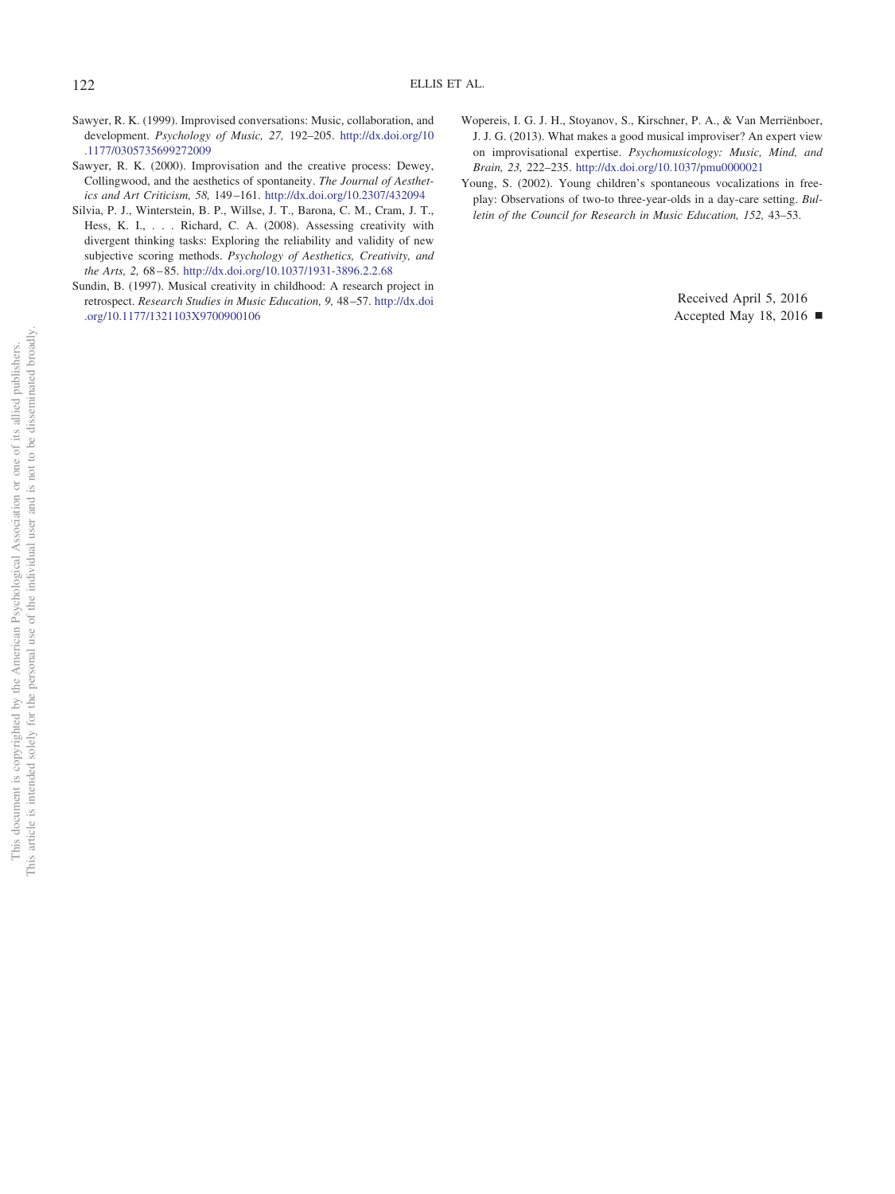Sawyer, R. K. (1999). Improvised conversations: Music, collaboration, and development. *Psychology of Music, 27,* 192–205. http://dx.doi.org/10.1177/0305735699272009

Sawyer, R. K. (2000). Improvisation and the creative process: Dewey, Collingwood, and the aesthetics of spontaneity. *The Journal of Aesthetics and Art Criticism, 58,* 149–161. http://dx.doi.org/10.2307/432094

Silvia, P. J., Winterstein, B. P., Willse, J. T., Barona, C. M., Cram, J. T., Hess, K. I., . . . Richard, C. A. (2008). Assessing creativity with divergent thinking tasks: Exploring the reliability and validity of new subjective scoring methods. *Psychology of Aesthetics, Creativity, and the Arts, 2,* 68–85. http://dx.doi.org/10.1037/1931-3896.2.2.68

Sundin, B. (1997). Musical creativity in childhood: A research project in retrospect. *Research Studies in Music Education, 9,* 48–57. http://dx.doi.org/10.1177/1321103X9700900106

Wopereis, I. G. J. H., Stoyanov, S., Kirschner, P. A., & Van Merriënboer, J. J. G. (2013). What makes a good musical improviser? An expert view on improvisational expertise. *Psychomusicology: Music, Mind, and Brain, 23,* 222–235. http://dx.doi.org/10.1037/pmu0000021

Young, S. (2002). Young children's spontaneous vocalizations in free-play: Observations of two-to three-year-olds in a day-care setting. *Bulletin of the Council for Research in Music Education, 152,* 43–53.

Received April 5, 2016
Accepted May 18, 2016 ■